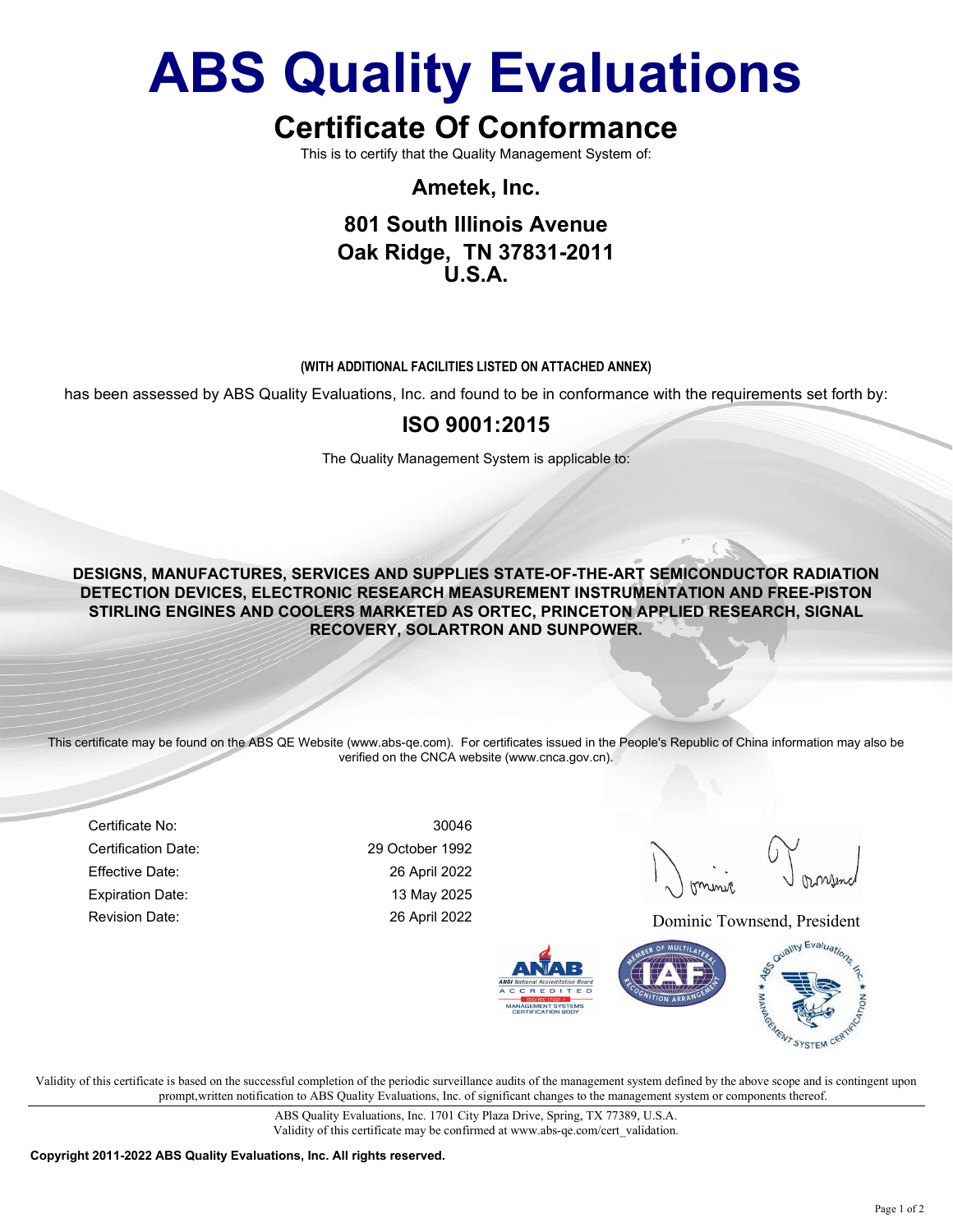# ABS Quality Evaluations

## Certificate Of Conformance

This is to certify that the Quality Management System of:

**Ametek, Inc.**

**801 South Illinois Avenue**
**Oak Ridge, TN 37831-2011**
**U.S.A.**

**(WITH ADDITIONAL FACILITIES LISTED ON ATTACHED ANNEX)**

has been assessed by ABS Quality Evaluations, Inc. and found to be in conformance with the requirements set forth by:

## ISO 9001:2015

The Quality Management System is applicable to:

**DESIGNS, MANUFACTURES, SERVICES AND SUPPLIES STATE-OF-THE-ART SEMICONDUCTOR RADIATION DETECTION DEVICES, ELECTRONIC RESEARCH MEASUREMENT INSTRUMENTATION AND FREE-PISTON STIRLING ENGINES AND COOLERS MARKETED AS ORTEC, PRINCETON APPLIED RESEARCH, SIGNAL RECOVERY, SOLARTRON AND SUNPOWER.**

This certificate may be found on the ABS QE Website (www.abs-qe.com). For certificates issued in the People's Republic of China information may also be verified on the CNCA website (www.cnca.gov.cn).

| | |
|---|---|
| Certificate No: | 30046 |
| Certification Date: | 29 October 1992 |
| Effective Date: | 26 April 2022 |
| Expiration Date: | 13 May 2025 |
| Revision Date: | 26 April 2022 |

Dominic Townsend, President

Validity of this certificate is based on the successful completion of the periodic surveillance audits of the management system defined by the above scope and is contingent upon prompt,written notification to ABS Quality Evaluations, Inc. of significant changes to the management system or components thereof.

ABS Quality Evaluations, Inc. 1701 City Plaza Drive, Spring, TX 77389, U.S.A.
Validity of this certificate may be confirmed at www.abs-qe.com/cert_validation.

**Copyright 2011-2022 ABS Quality Evaluations, Inc. All rights reserved.**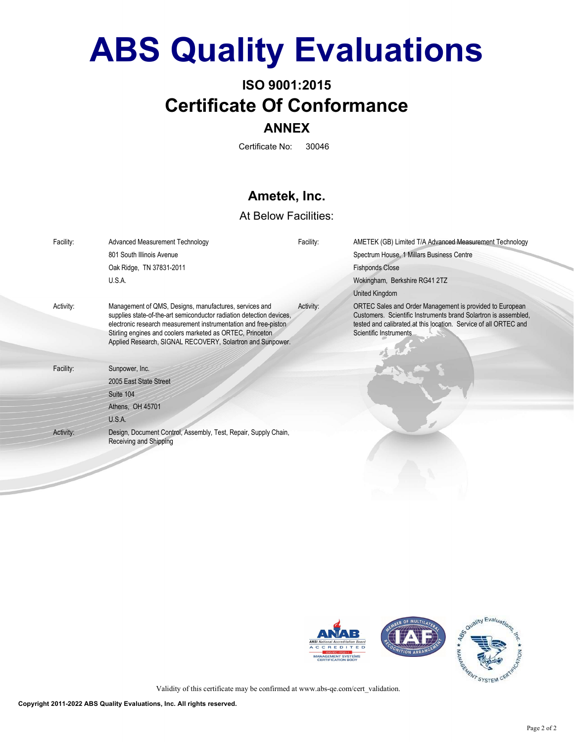# ABS Quality Evaluations

## ISO 9001:2015

## Certificate Of Conformance

### ANNEX

Certificate No: 30046

### Ametek, Inc.

At Below Facilities:

| | |
|---|---|
| Facility: | Advanced Measurement Technology<br>801 South Illinois Avenue<br>Oak Ridge, TN 37831-2011<br>U.S.A. |
| Activity: | Management of QMS, Designs, manufactures, services and supplies state-of-the-art semiconductor radiation detection devices, electronic research measurement instrumentation and free-piston Stirling engines and coolers marketed as ORTEC, Princeton Applied Research, SIGNAL RECOVERY, Solartron and Sunpower. |
| Facility: | AMETEK (GB) Limited T/A Advanced Measurement Technology<br>Spectrum House, 1 Millars Business Centre<br>Fishponds Close<br>Wokingham, Berkshire RG41 2TZ<br>United Kingdom |
| Activity: | ORTEC Sales and Order Management is provided to European Customers. Scientific Instruments brand Solartron is assembled, tested and calibrated at this location. Service of all ORTEC and Scientific Instruments |
| Facility: | Sunpower, Inc.<br>2005 East State Street<br>Suite 104<br>Athens, OH 45701<br>U.S.A. |
| Activity: | Design, Document Control, Assembly, Test, Repair, Supply Chain, Receiving and Shipping |

Validity of this certificate may be confirmed at www.abs-qe.com/cert_validation.

**Copyright 2011-2022 ABS Quality Evaluations, Inc. All rights reserved.**